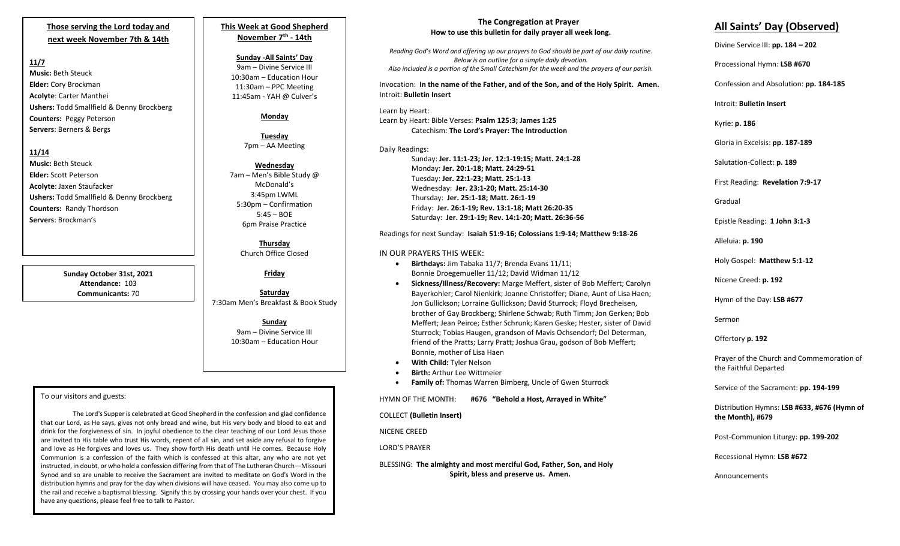## Those serving the Lord today and next week November 7th & 14th

**11/7**

**Music:** Beth Steuck
**Elder:** Cory Brockman
**Acolyte**: Carter Manthei
**Ushers:** Todd Smallfield & Denny Brockberg
**Counters:** Peggy Peterson
**Servers**: Berners & Bergs

**11/14**

**Music:** Beth Steuck
**Elder:** Scott Peterson
**Acolyte**: Jaxen Staufacker
**Ushers:** Todd Smallfield & Denny Brockberg
**Counters:** Randy Thordson
**Servers**: Brockman's

**Sunday October 31st, 2021**
**Attendance:** 103
**Communicants:** 70

## This Week at Good Shepherd November 7th - 14th

**Sunday -All Saints' Day**
9am – Divine Service III
10:30am – Education Hour
11:30am – PPC Meeting
11:45am - YAH @ Culver's

**Monday**

**Tuesday**
7pm – AA Meeting

**Wednesday**
7am – Men's Bible Study @ McDonald's
3:45pm LWML
5:30pm – Confirmation
5:45 – BOE
6pm Praise Practice

**Thursday**
Church Office Closed

**Friday**

**Saturday**
7:30am Men's Breakfast & Book Study

**Sunday**
9am – Divine Service III
10:30am – Education Hour

To our visitors and guests:

The Lord's Supper is celebrated at Good Shepherd in the confession and glad confidence that our Lord, as He says, gives not only bread and wine, but His very body and blood to eat and drink for the forgiveness of sin. In joyful obedience to the clear teaching of our Lord Jesus those are invited to His table who trust His words, repent of all sin, and set aside any refusal to forgive and love as He forgives and loves us. They show forth His death until He comes. Because Holy Communion is a confession of the faith which is confessed at this altar, any who are not yet instructed, in doubt, or who hold a confession differing from that of The Lutheran Church—Missouri Synod and so are unable to receive the Sacrament are invited to meditate on God's Word in the distribution hymns and pray for the day when divisions will have ceased. You may also come up to the rail and receive a baptismal blessing. Signify this by crossing your hands over your chest. If you have any questions, please feel free to talk to Pastor.

## The Congregation at Prayer
**How to use this bulletin for daily prayer all week long.**

*Reading God's Word and offering up our prayers to God should be part of our daily routine. Below is an outline for a simple daily devotion. Also included is a portion of the Small Catechism for the week and the prayers of our parish.*

Invocation: **In the name of the Father, and of the Son, and of the Holy Spirit. Amen.**
Introit: **Bulletin Insert**

Learn by Heart:
Learn by Heart: Bible Verses: **Psalm 125:3; James 1:25**
Catechism: **The Lord's Prayer: The Introduction**

Daily Readings:
Sunday: **Jer. 11:1-23; Jer. 12:1-19:15; Matt. 24:1-28**
Monday: **Jer. 20:1-18; Matt. 24:29-51**
Tuesday: **Jer. 22:1-23; Matt. 25:1-13**
Wednesday: **Jer. 23:1-20; Matt. 25:14-30**
Thursday: **Jer. 25:1-18; Matt. 26:1-19**
Friday: **Jer. 26:1-19; Rev. 13:1-18; Matt 26:20-35**
Saturday: **Jer. 29:1-19; Rev. 14:1-20; Matt. 26:36-56**

Readings for next Sunday: **Isaiah 51:9-16; Colossians 1:9-14; Matthew 9:18-26**

IN OUR PRAYERS THIS WEEK:

- **Birthdays:** Jim Tabaka 11/7; Brenda Evans 11/11; Bonnie Droegemueller 11/12; David Widman 11/12
- **Sickness/Illness/Recovery:** Marge Meffert, sister of Bob Meffert; Carolyn Bayerkohler; Carol Nienkirk; Joanne Christoffer; Diane, Aunt of Lisa Haen; Jon Gullickson; Lorraine Gullickson; David Sturrock; Floyd Brecheisen, brother of Gay Brockberg; Shirlene Schwab; Ruth Timm; Jon Gerken; Bob Meffert; Jean Peirce; Esther Schrunk; Karen Geske; Hester, sister of David Sturrock; Tobias Haugen, grandson of Mavis Ochsendorf; Del Determan, friend of the Pratts; Larry Pratt; Joshua Grau, godson of Bob Meffert; Bonnie, mother of Lisa Haen
- **With Child:** Tyler Nelson
- **Birth:** Arthur Lee Wittmeier
- **Family of:** Thomas Warren Bimberg, Uncle of Gwen Sturrock

HYMN OF THE MONTH: **#676 "Behold a Host, Arrayed in White"**

COLLECT **(Bulletin Insert)**

NICENE CREED

LORD'S PRAYER

BLESSING: **The almighty and most merciful God, Father, Son, and Holy Spirit, bless and preserve us. Amen.**

## All Saints' Day (Observed)

Divine Service III: **pp. 184 – 202**

Processional Hymn: **LSB #670**

Confession and Absolution: **pp. 184-185**

Introit: **Bulletin Insert**

Kyrie: **p. 186**

Gloria in Excelsis: **pp. 187-189**

Salutation-Collect: **p. 189**

First Reading: **Revelation 7:9-17**

Gradual

Epistle Reading: **1 John 3:1-3**

Alleluia: **p. 190**

Holy Gospel: **Matthew 5:1-12**

Nicene Creed: **p. 192**

Hymn of the Day: **LSB #677**

Sermon

Offertory **p. 192**

Prayer of the Church and Commemoration of the Faithful Departed

Service of the Sacrament: **pp. 194-199**

Distribution Hymns: **LSB #633, #676 (Hymn of the Month), #679**

Post-Communion Liturgy: **pp. 199-202**

Recessional Hymn: **LSB #672**

Announcements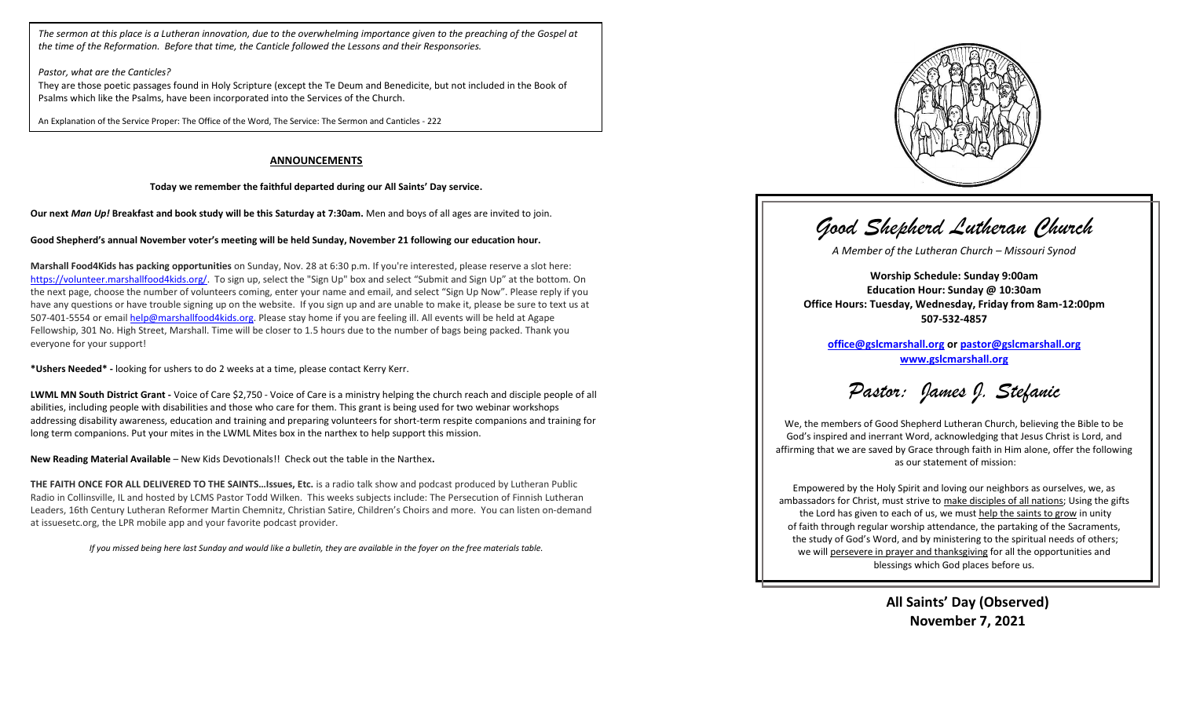*The sermon at this place is a Lutheran innovation, due to the overwhelming importance given to the preaching of the Gospel at the time of the Reformation. Before that time, the Canticle followed the Lessons and their Responsories.*

*Pastor, what are the Canticles?*

They are those poetic passages found in Holy Scripture (except the Te Deum and Benedicite, but not included in the Book of Psalms which like the Psalms, have been incorporated into the Services of the Church.

An Explanation of the Service Proper: The Office of the Word, The Service: The Sermon and Canticles - 222

## ANNOUNCEMENTS

**Today we remember the faithful departed during our All Saints' Day service.**

**Our next *Man Up!* Breakfast and book study will be this Saturday at 7:30am.** Men and boys of all ages are invited to join.

**Good Shepherd's annual November voter's meeting will be held Sunday, November 21 following our education hour.**

**Marshall Food4Kids has packing opportunities** on Sunday, Nov. 28 at 6:30 p.m. If you're interested, please reserve a slot here: https://volunteer.marshallfood4kids.org/. To sign up, select the "Sign Up" box and select "Submit and Sign Up" at the bottom. On the next page, choose the number of volunteers coming, enter your name and email, and select "Sign Up Now". Please reply if you have any questions or have trouble signing up on the website. If you sign up and are unable to make it, please be sure to text us at 507-401-5554 or email help@marshallfood4kids.org. Please stay home if you are feeling ill. All events will be held at Agape Fellowship, 301 No. High Street, Marshall. Time will be closer to 1.5 hours due to the number of bags being packed. Thank you everyone for your support!

**\*Ushers Needed\* -** looking for ushers to do 2 weeks at a time, please contact Kerry Kerr.

**LWML MN South District Grant -** Voice of Care $2,750 - Voice of Care is a ministry helping the church reach and disciple people of all abilities, including people with disabilities and those who care for them. This grant is being used for two webinar workshops addressing disability awareness, education and training and preparing volunteers for short-term respite companions and training for long term companions. Put your mites in the LWML Mites box in the narthex to help support this mission.

**New Reading Material Available** – New Kids Devotionals!! Check out the table in the Narthex**.**

**THE FAITH ONCE FOR ALL DELIVERED TO THE SAINTS…Issues, Etc.** is a radio talk show and podcast produced by Lutheran Public Radio in Collinsville, IL and hosted by LCMS Pastor Todd Wilken. This weeks subjects include: The Persecution of Finnish Lutheran Leaders, 16th Century Lutheran Reformer Martin Chemnitz, Christian Satire, Children's Choirs and more. You can listen on-demand at issuesetc.org, the LPR mobile app and your favorite podcast provider.

*If you missed being here last Sunday and would like a bulletin, they are available in the foyer on the free materials table.*

# *Good Shepherd Lutheran Church*

*A Member of the Lutheran Church – Missouri Synod*

**Worship Schedule: Sunday 9:00am**
**Education Hour: Sunday @ 10:30am**
**Office Hours: Tuesday, Wednesday, Friday from 8am-12:00pm**
**507-532-4857**

**office@gslcmarshall.org or pastor@gslcmarshall.org**
**www.gslcmarshall.org**

## *Pastor: James J. Stefanic*

We, the members of Good Shepherd Lutheran Church, believing the Bible to be God's inspired and inerrant Word, acknowledging that Jesus Christ is Lord, and affirming that we are saved by Grace through faith in Him alone, offer the following as our statement of mission:

Empowered by the Holy Spirit and loving our neighbors as ourselves, we, as ambassadors for Christ, must strive to make disciples of all nations; Using the gifts the Lord has given to each of us, we must help the saints to grow in unity of faith through regular worship attendance, the partaking of the Sacraments, the study of God's Word, and by ministering to the spiritual needs of others; we will persevere in prayer and thanksgiving for all the opportunities and blessings which God places before us.

**All Saints' Day (Observed)**
**November 7, 2021**